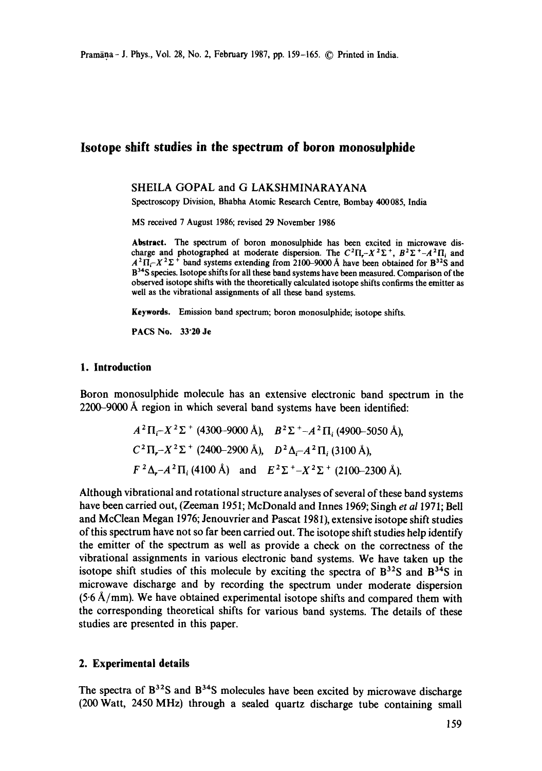# Isotope shift studies in the spectrum of boron monosulphide

SHEILA GOPAL and G LAKSHMINARAYANA

Spectroscopy Division, Bhabha Atomic Research Centre, Bombay 400085, India

MS received 7 August 1986; revised 29 November 1986

**Abstract.** The spectrum of boron monosulphide has been excited in microwave discharge and photographed at moderate dispersion. The $C^2\Pi_r$–$X^2\Sigma^+$, $B^2\Sigma^+$–$A^2\Pi_i$ and $A^2\Pi_i$–$X^2\Sigma^+$ band systems extending from 2100–9000 Å have been obtained for $B^{32}S$ and $B^{34}S$ species. Isotope shifts for all these band systems have been measured. Comparison of the observed isotope shifts with the theoretically calculated isotope shifts confirms the emitter as well as the vibrational assignments of all these band systems.

**Keywords.** Emission band spectrum; boron monosulphide; isotope shifts.

**PACS No.** 33·20 Je

## 1. Introduction

Boron monosulphide molecule has an extensive electronic band spectrum in the 2200–9000 Å region in which several band systems have been identified:

$$A^2\Pi_i\text{–}X^2\Sigma^+ \text{ (4300–9000 Å)}, \quad B^2\Sigma^+\text{–}A^2\Pi_i \text{ (4900–5050 Å)},$$
$$C^2\Pi_r\text{–}X^2\Sigma^+ \text{ (2400–2900 Å)}, \quad D^2\Delta_i\text{–}A^2\Pi_i \text{ (3100 Å)},$$
$$F^2\Delta_r\text{–}A^2\Pi_i \text{ (4100 Å)} \quad \text{and} \quad E^2\Sigma^+\text{–}X^2\Sigma^+ \text{ (2100–2300 Å)}.$$

Although vibrational and rotational structure analyses of several of these band systems have been carried out, (Zeeman 1951; McDonald and Innes 1969; Singh *et al* 1971; Bell and McClean Megan 1976; Jenouvrier and Pascat 1981), extensive isotope shift studies of this spectrum have not so far been carried out. The isotope shift studies help identify the emitter of the spectrum as well as provide a check on the correctness of the vibrational assignments in various electronic band systems. We have taken up the isotope shift studies of this molecule by exciting the spectra of $B^{32}S$ and $B^{34}S$ in microwave discharge and by recording the spectrum under moderate dispersion (5·6 Å/mm). We have obtained experimental isotope shifts and compared them with the corresponding theoretical shifts for various band systems. The details of these studies are presented in this paper.

## 2. Experimental details

The spectra of $B^{32}S$ and $B^{34}S$ molecules have been excited by microwave discharge (200 Watt, 2450 MHz) through a sealed quartz discharge tube containing small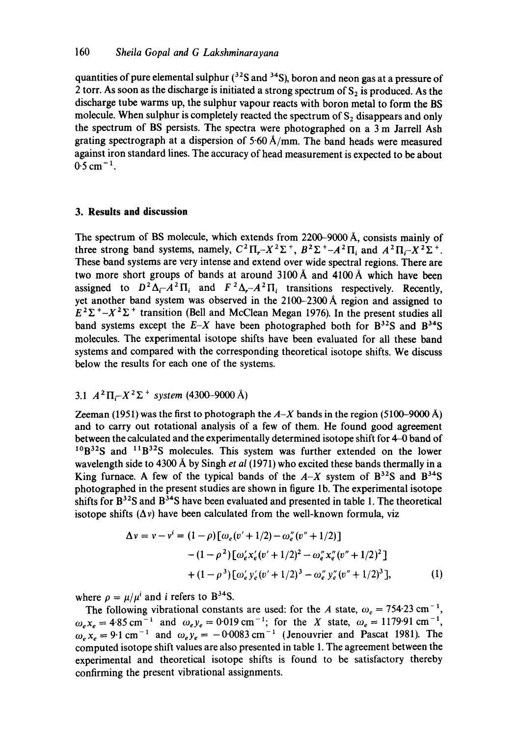quantities of pure elemental sulphur ($^{32}S$ and $^{34}S$), boron and neon gas at a pressure of 2 torr. As soon as the discharge is initiated a strong spectrum of $S_2$ is produced. As the discharge tube warms up, the sulphur vapour reacts with boron metal to form the BS molecule. When sulphur is completely reacted the spectrum of $S_2$ disappears and only the spectrum of BS persists. The spectra were photographed on a 3 m Jarrell Ash grating spectrograph at a dispersion of 5·60 Å/mm. The band heads were measured against iron standard lines. The accuracy of head measurement is expected to be about $0{\cdot}5\ \text{cm}^{-1}$.

## 3. Results and discussion

The spectrum of BS molecule, which extends from 2200–9000 Å, consists mainly of three strong band systems, namely, $C^2\Pi_r$–$X^2\Sigma^+$, $B^2\Sigma^+$–$A^2\Pi_i$ and $A^2\Pi_i$–$X^2\Sigma^+$. These band systems are very intense and extend over wide spectral regions. There are two more short groups of bands at around 3100 Å and 4100 Å which have been assigned to $D^2\Delta_i$–$A^2\Pi_i$ and $F^2\Delta_r$–$A^2\Pi_i$ transitions respectively. Recently, yet another band system was observed in the 2100–2300 Å region and assigned to $E^2\Sigma^+$–$X^2\Sigma^+$ transition (Bell and McClean Megan 1976). In the present studies all band systems except the $E$–$X$ have been photographed both for $B^{32}S$ and $B^{34}S$ molecules. The experimental isotope shifts have been evaluated for all these band systems and compared with the corresponding theoretical isotope shifts. We discuss below the results for each one of the systems.

### 3.1 $A^2\Pi_i$–$X^2\Sigma^+$ system (4300–9000 Å)

Zeeman (1951) was the first to photograph the $A$–$X$ bands in the region (5100–9000 Å) and to carry out rotational analysis of a few of them. He found good agreement between the calculated and the experimentally determined isotope shift for 4–0 band of $^{10}B^{32}S$ and $^{11}B^{32}S$ molecules. This system was further extended on the lower wavelength side to 4300 Å by Singh *et al* (1971) who excited these bands thermally in a King furnace. A few of the typical bands of the $A$–$X$ system of $B^{32}S$ and $B^{34}S$ photographed in the present studies are shown in figure 1b. The experimental isotope shifts for $B^{32}S$ and $B^{34}S$ have been evaluated and presented in table 1. The theoretical isotope shifts ($\Delta\nu$) have been calculated from the well-known formula, viz

$$\begin{aligned}\Delta\nu = \nu - \nu^i &= (1-\rho)\left[\omega_e(v'+1/2) - \omega_e''(v''+1/2)\right] \\ &\quad - (1-\rho^2)\left[\omega_e'x_e'(v'+1/2)^2 - \omega_e''x_e''(v''+1/2)^2\right] \\ &\quad + (1-\rho^3)\left[\omega_e'y_e'(v'+1/2)^3 - \omega_e''y_e''(v''+1/2)^3\right], \qquad (1)\end{aligned}$$

where $\rho = \mu/\mu^i$ and $i$ refers to $B^{34}S$.

The following vibrational constants are used: for the $A$ state, $\omega_e = 754{\cdot}23\ \text{cm}^{-1}$, $\omega_e x_e = 4{\cdot}85\ \text{cm}^{-1}$ and $\omega_e y_e = 0{\cdot}019\ \text{cm}^{-1}$; for the $X$ state, $\omega_e = 1179{\cdot}91\ \text{cm}^{-1}$, $\omega_e x_e = 9{\cdot}1\ \text{cm}^{-1}$ and $\omega_e y_e = -0{\cdot}0083\ \text{cm}^{-1}$ (Jenouvrier and Pascat 1981). The computed isotope shift values are also presented in table 1. The agreement between the experimental and theoretical isotope shifts is found to be satisfactory thereby confirming the present vibrational assignments.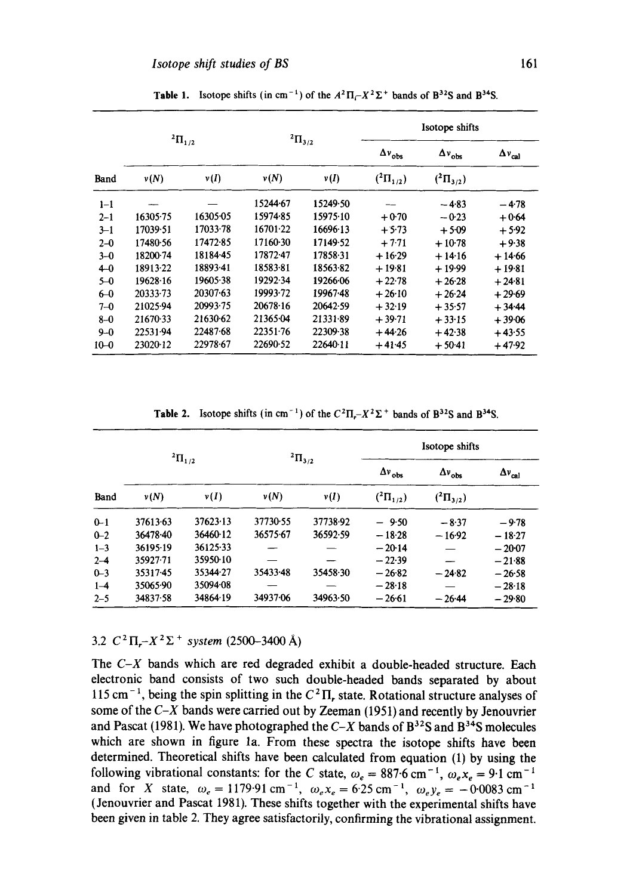**Table 1.** Isotope shifts (in $cm^{-1}$) of the $A^2\Pi_r$–$X^2\Sigma^+$ bands of $B^{32}S$ and $B^{34}S$.

| | $^2\Pi_{1/2}$ | | $^2\Pi_{3/2}$ | | Isotope shifts | | |
|---|---|---|---|---|---|---|---|
| | | | | | $\Delta\nu_{obs}$ | $\Delta\nu_{obs}$ | $\Delta\nu_{cal}$ |
| Band | $\nu(N)$ | $\nu(I)$ | $\nu(N)$ | $\nu(I)$ | ($^2\Pi_{1/2}$) | ($^2\Pi_{3/2}$) | |
| 1–1 | — | — | 15244·67 | 15249·50 | — | −4·83 | −4·78 |
| 2–1 | 16305·75 | 16305·05 | 15974·85 | 15975·10 | +0·70 | −0·23 | +0·64 |
| 3–1 | 17039·51 | 17033·78 | 16701·22 | 16696·13 | +5·73 | +5·09 | +5·92 |
| 2–0 | 17480·56 | 17472·85 | 17160·30 | 17149·52 | +7·71 | +10·78 | +9·38 |
| 3–0 | 18200·74 | 18184·45 | 17872·47 | 17858·31 | +16·29 | +14·16 | +14·66 |
| 4–0 | 18913·22 | 18893·41 | 18583·81 | 18563·82 | +19·81 | +19·99 | +19·81 |
| 5–0 | 19628·16 | 19605·38 | 19292·34 | 19266·06 | +22·78 | +26·28 | +24·81 |
| 6–0 | 20333·73 | 20307·63 | 19993·72 | 19967·48 | +26·10 | +26·24 | +29·69 |
| 7–0 | 21025·94 | 20993·75 | 20678·16 | 20642·59 | +32·19 | +35·57 | +34·44 |
| 8–0 | 21670·33 | 21630·62 | 21365·04 | 21331·89 | +39·71 | +33·15 | +39·06 |
| 9–0 | 22531·94 | 22487·68 | 22351·76 | 22309·38 | +44·26 | +42·38 | +43·55 |
| 10–0 | 23020·12 | 22978·67 | 22690·52 | 22640·11 | +41·45 | +50·41 | +47·92 |

**Table 2.** Isotope shifts (in $cm^{-1}$) of the $C^2\Pi_r$–$X^2\Sigma^+$ bands of $B^{32}S$ and $B^{34}S$.

| | $^2\Pi_{1/2}$ | | $^2\Pi_{3/2}$ | | Isotope shifts | | |
|---|---|---|---|---|---|---|---|
| | | | | | $\Delta\nu_{obs}$ | $\Delta\nu_{obs}$ | $\Delta\nu_{cal}$ |
| Band | $\nu(N)$ | $\nu(I)$ | $\nu(N)$ | $\nu(I)$ | ($^2\Pi_{1/2}$) | ($^2\Pi_{3/2}$) | |
| 0–1 | 37613·63 | 37623·13 | 37730·55 | 37738·92 | − 9·50 | −8·37 | −9·78 |
| 0–2 | 36478·40 | 36460·12 | 36575·67 | 36592·59 | −18·28 | −16·92 | −18·27 |
| 1–3 | 36195·19 | 36125·33 | — | — | −20·14 | — | −20·07 |
| 2–4 | 35927·71 | 35950·10 | — | — | −22·39 | — | −21·88 |
| 0–3 | 35317·45 | 35344·27 | 35433·48 | 35458·30 | −26·82 | −24·82 | −26·58 |
| 1–4 | 35065·90 | 35094·08 | — | — | −28·18 | — | −28·18 |
| 2–5 | 34837·58 | 34864·19 | 34937·06 | 34963·50 | −26·61 | −26·44 | −29·80 |

### 3.2 $C^2\Pi_r$–$X^2\Sigma^+$ system (2500–3400 Å)

The $C$–$X$ bands which are red degraded exhibit a double-headed structure. Each electronic band consists of two such double-headed bands separated by about 115 $cm^{-1}$, being the spin splitting in the $C^2\Pi_r$ state. Rotational structure analyses of some of the $C$–$X$ bands were carried out by Zeeman (1951) and recently by Jenouvrier and Pascat (1981). We have photographed the $C$–$X$ bands of $B^{32}S$ and $B^{34}S$ molecules which are shown in figure 1a. From these spectra the isotope shifts have been determined. Theoretical shifts have been calculated from equation (1) by using the following vibrational constants: for the $C$ state, $\omega_e = 887{\cdot}6$ $cm^{-1}$, $\omega_e x_e = 9{\cdot}1$ $cm^{-1}$ and for $X$ state, $\omega_e = 1179{\cdot}91$ $cm^{-1}$, $\omega_e x_e = 6{\cdot}25$ $cm^{-1}$, $\omega_e y_e = -0{\cdot}0083$ $cm^{-1}$ (Jenouvrier and Pascat 1981). These shifts together with the experimental shifts have been given in table 2. They agree satisfactorily, confirming the vibrational assignment.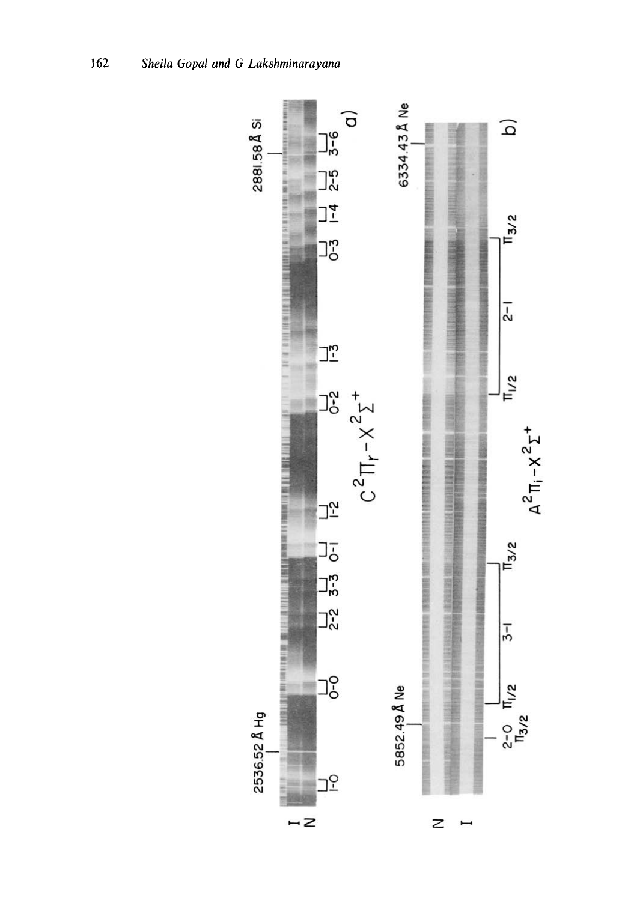a)

2536.52 Å Hg

2881.58 Å Si

I

N

1-0, 0-0, 2-2, 3-3, 0-1, 1-2, 0-2, 1-3, 0-3, 1-4, 2-5, 3-6

$C\,^2\Pi_r - X\,^2\Sigma^+$

b)

5852.49 Å Ne

6334.43 Å Ne

N

I

2-0 $\Pi_{3/2}$

3-1: $\Pi_{1/2}$, $\Pi_{3/2}$

2-1: $\Pi_{1/2}$, $\Pi_{3/2}$

$A\,^2\Pi_i - X\,^2\Sigma^+$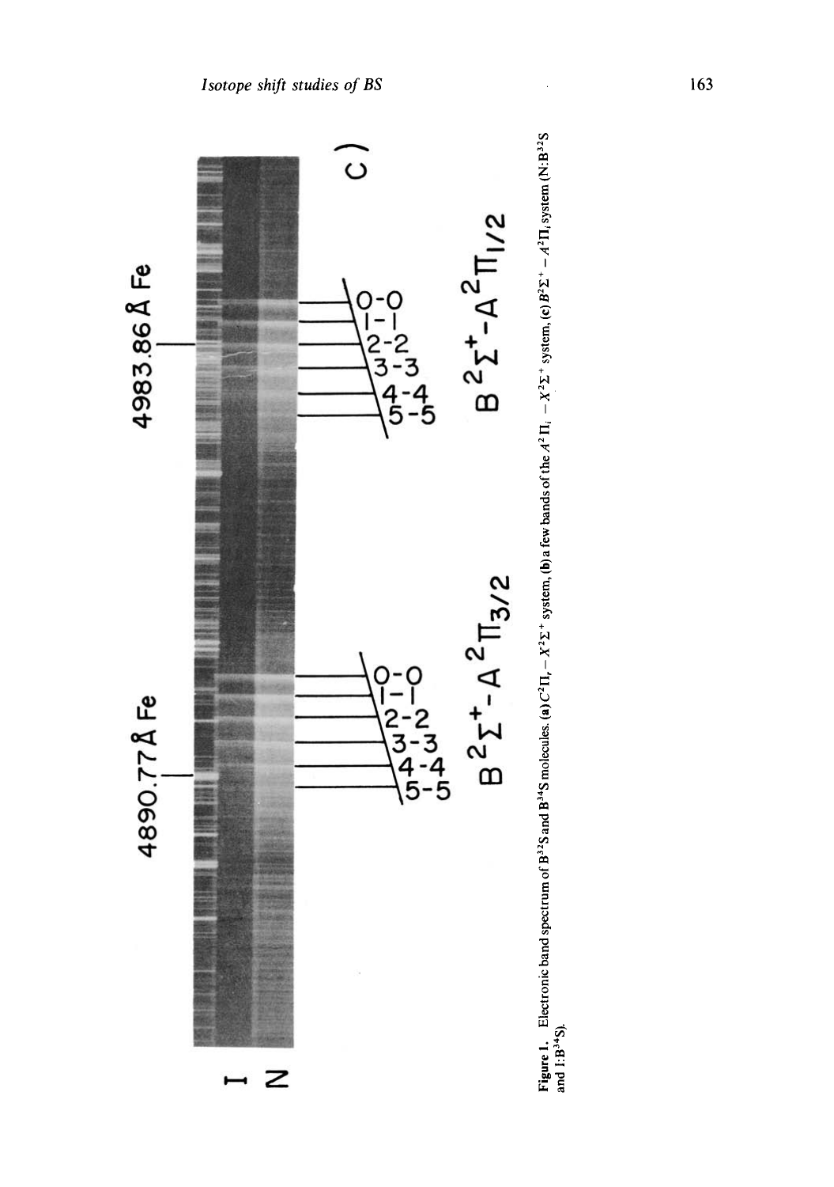**Figure 1.** Electronic band spectrum of $B^{32}S$ and $B^{34}S$ molecules. **(a)** $C^2\Pi_r - X^2\Sigma^+$ system, **(b)** a few bands of the $A^2\Pi_i - X^2\Sigma^+$ system, **(c)** $B^2\Sigma^+ - A^2\Pi_i$ system (N:$B^{32}S$ and I:$B^{34}S$).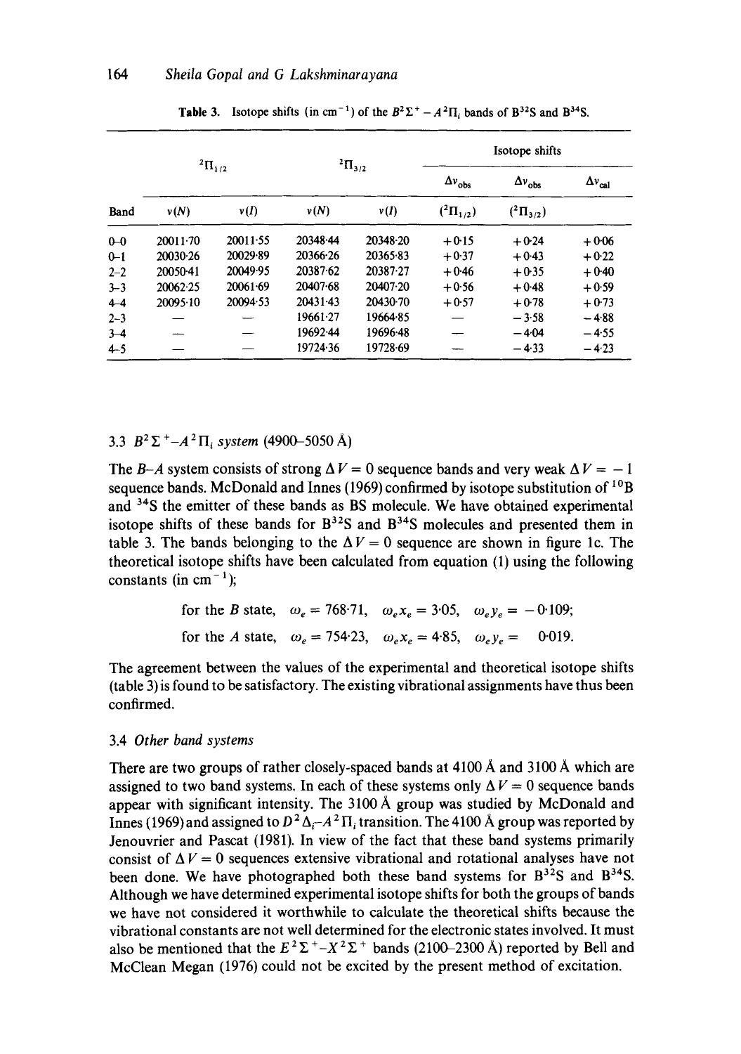**Table 3.** Isotope shifts (in $cm^{-1}$) of the $B^2\Sigma^+ - A^2\Pi_i$ bands of $B^{32}S$ and $B^{34}S$.

| | $^2\Pi_{1/2}$ | | $^2\Pi_{3/2}$ | | Isotope shifts | | |
|---|---|---|---|---|---|---|---|
| Band | $\nu(N)$ | $\nu(I)$ | $\nu(N)$ | $\nu(I)$ | $\Delta\nu_{obs}$ ($^2\Pi_{1/2}$) | $\Delta\nu_{obs}$ ($^2\Pi_{3/2}$) | $\Delta\nu_{cal}$ |
| 0–0 | 20011·70 | 20011·55 | 20348·44 | 20348·20 | +0·15 | +0·24 | +0·06 |
| 0–1 | 20030·26 | 20029·89 | 20366·26 | 20365·83 | +0·37 | +0·43 | +0·22 |
| 2–2 | 20050·41 | 20049·95 | 20387·62 | 20387·27 | +0·46 | +0·35 | +0·40 |
| 3–3 | 20062·25 | 20061·69 | 20407·68 | 20407·20 | +0·56 | +0·48 | +0·59 |
| 4–4 | 20095·10 | 20094·53 | 20431·43 | 20430·70 | +0·57 | +0·78 | +0·73 |
| 2–3 | — | — | 19661·27 | 19664·85 | — | −3·58 | −4·88 |
| 3–4 | — | — | 19692·44 | 19696·48 | — | −4·04 | −4·55 |
| 4–5 | — | — | 19724·36 | 19728·69 | — | −4·33 | −4·23 |

### 3.3 $B^2\Sigma^+ – A^2\Pi_i$ system (4900–5050 Å)

The B–A system consists of strong $\Delta V = 0$ sequence bands and very weak $\Delta V = -1$ sequence bands. McDonald and Innes (1969) confirmed by isotope substitution of $^{10}B$ and $^{34}S$ the emitter of these bands as BS molecule. We have obtained experimental isotope shifts of these bands for $B^{32}S$ and $B^{34}S$ molecules and presented them in table 3. The bands belonging to the $\Delta V = 0$ sequence are shown in figure 1c. The theoretical isotope shifts have been calculated from equation (1) using the following constants (in $cm^{-1}$);

for the B state, $\omega_e = 768{\cdot}71$, $\omega_e x_e = 3{\cdot}05$, $\omega_e y_e = -0{\cdot}109$;

for the A state, $\omega_e = 754{\cdot}23$, $\omega_e x_e = 4{\cdot}85$, $\omega_e y_e = 0{\cdot}019$.

The agreement between the values of the experimental and theoretical isotope shifts (table 3) is found to be satisfactory. The existing vibrational assignments have thus been confirmed.

### 3.4 *Other band systems*

There are two groups of rather closely-spaced bands at 4100 Å and 3100 Å which are assigned to two band systems. In each of these systems only $\Delta V = 0$ sequence bands appear with significant intensity. The 3100 Å group was studied by McDonald and Innes (1969) and assigned to $D^2\Delta_i – A^2\Pi_i$ transition. The 4100 Å group was reported by Jenouvrier and Pascat (1981). In view of the fact that these band systems primarily consist of $\Delta V = 0$ sequences extensive vibrational and rotational analyses have not been done. We have photographed both these band systems for $B^{32}S$ and $B^{34}S$. Although we have determined experimental isotope shifts for both the groups of bands we have not considered it worthwhile to calculate the theoretical shifts because the vibrational constants are not well determined for the electronic states involved. It must also be mentioned that the $E^2\Sigma^+ – X^2\Sigma^+$ bands (2100–2300 Å) reported by Bell and McClean Megan (1976) could not be excited by the present method of excitation.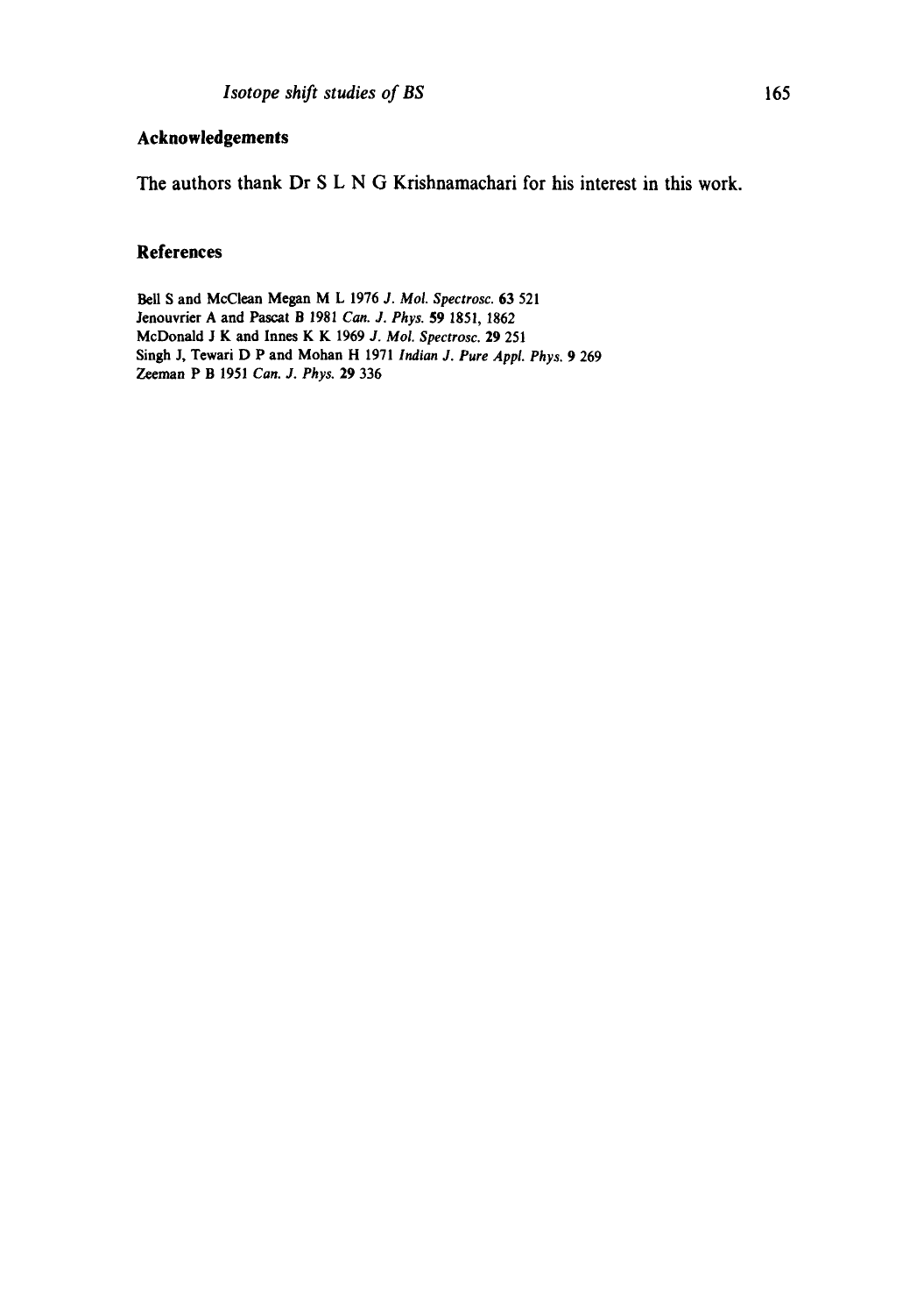## Acknowledgements

The authors thank Dr S L N G Krishnamachari for his interest in this work.

## References

Bell S and McClean Megan M L 1976 *J. Mol. Spectrosc.* **63** 521

Jenouvrier A and Pascat B 1981 *Can. J. Phys.* **59** 1851, 1862

McDonald J K and Innes K K 1969 *J. Mol. Spectrosc.* **29** 251

Singh J, Tewari D P and Mohan H 1971 *Indian J. Pure Appl. Phys.* **9** 269

Zeeman P B 1951 *Can. J. Phys.* **29** 336